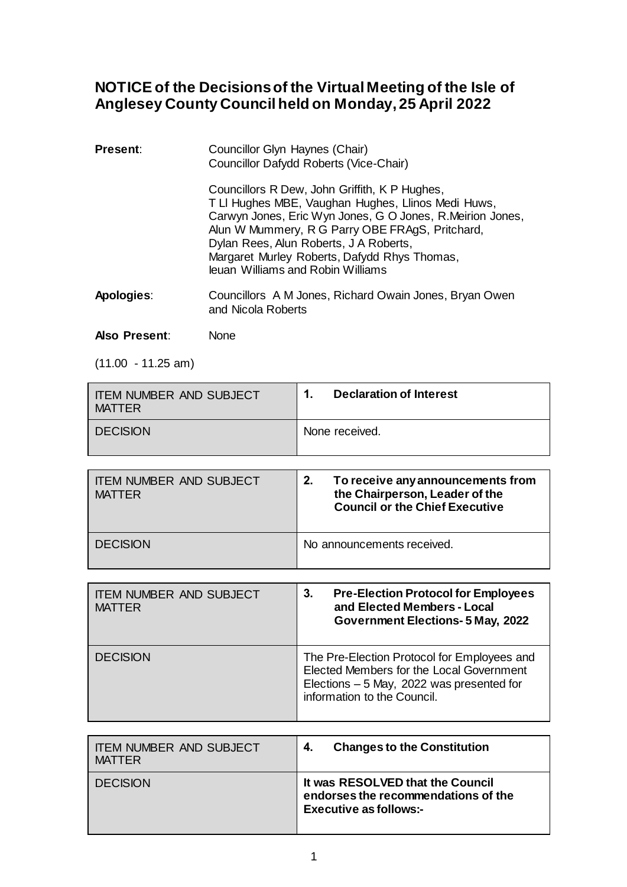# NOTICE of the Decisions of the Virtual Meeting of the Isle of Anglesey County Council held on Monday, 25 April 2022

**Present**: Councillor Glyn Haynes (Chair)
Councillor Dafydd Roberts (Vice-Chair)

Councillors R Dew, John Griffith, K P Hughes, T Ll Hughes MBE, Vaughan Hughes, Llinos Medi Huws, Carwyn Jones, Eric Wyn Jones, G O Jones, R.Meirion Jones, Alun W Mummery, R G Parry OBE FRAgS, Pritchard, Dylan Rees, Alun Roberts, J A Roberts, Margaret Murley Roberts, Dafydd Rhys Thomas, Ieuan Williams and Robin Williams

**Apologies**: Councillors A M Jones, Richard Owain Jones, Bryan Owen and Nicola Roberts

**Also Present**: None

(11.00 - 11.25 am)

| ITEM NUMBER AND SUBJECT MATTER | **1. Declaration of Interest** |
|---|---|
| DECISION | None received. |

| ITEM NUMBER AND SUBJECT MATTER | **2. To receive any announcements from the Chairperson, Leader of the Council or the Chief Executive** |
|---|---|
| DECISION | No announcements received. |

| ITEM NUMBER AND SUBJECT MATTER | **3. Pre-Election Protocol for Employees and Elected Members - Local Government Elections- 5 May, 2022** |
|---|---|
| DECISION | The Pre-Election Protocol for Employees and Elected Members for the Local Government Elections – 5 May, 2022 was presented for information to the Council. |

| ITEM NUMBER AND SUBJECT MATTER | **4. Changes to the Constitution** |
|---|---|
| DECISION | **It was RESOLVED that the Council endorses the recommendations of the Executive as follows:-** |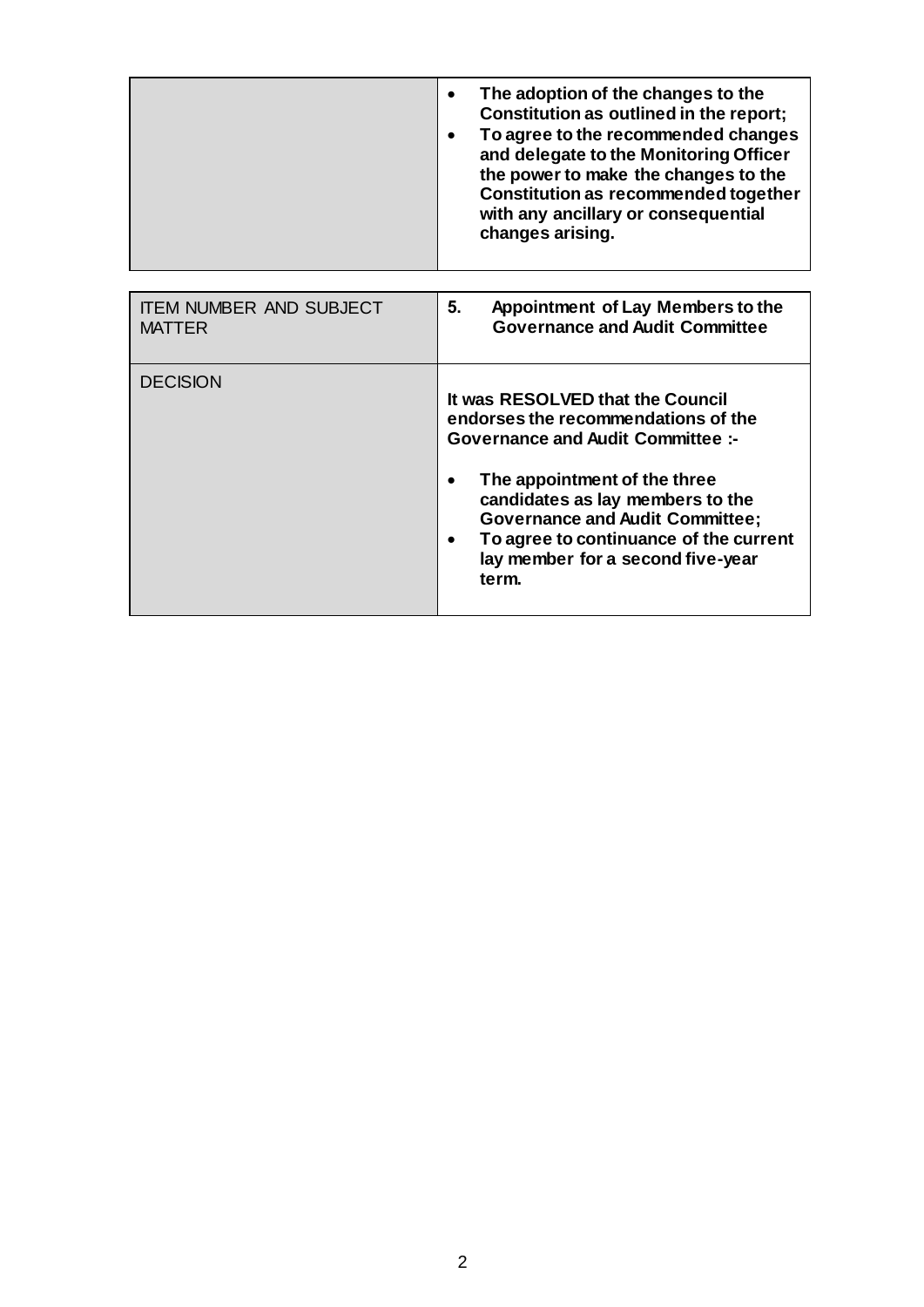| | |
|---|---|
| | • **The adoption of the changes to the Constitution as outlined in the report;**<br>• **To agree to the recommended changes and delegate to the Monitoring Officer the power to make the changes to the Constitution as recommended together with any ancillary or consequential changes arising.** |

| | |
|---|---|
| ITEM NUMBER AND SUBJECT MATTER | **5. Appointment of Lay Members to the Governance and Audit Committee** |
| DECISION | **It was RESOLVED that the Council endorses the recommendations of the Governance and Audit Committee :-**<br><br>• **The appointment of the three candidates as lay members to the Governance and Audit Committee;**<br>• **To agree to continuance of the current lay member for a second five-year term.** |